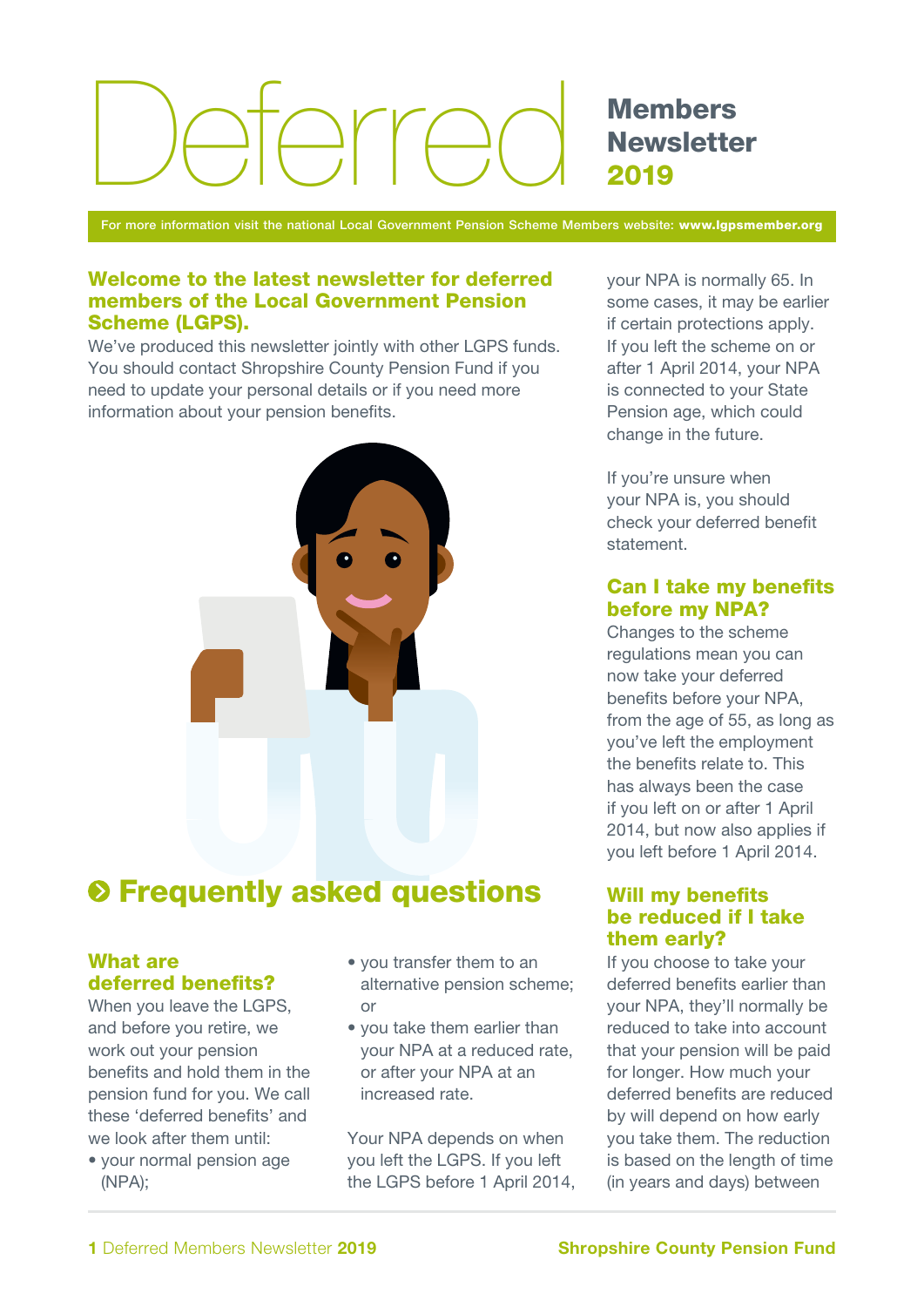# Deferred Members Newsletter 2019

For more information visit the national Local Government Pension Scheme Members website: **www.lgpsmember.org**

## Welcome to the latest newsletter for deferred members of the Local Government Pension Scheme (LGPS).

We've produced this newsletter jointly with other LGPS funds. You should contact Shropshire County Pension Fund if you need to update your personal details or if you need more information about your pension benefits.

## Frequently asked questions

### What are deferred benefits?

When you leave the LGPS, and before you retire, we work out your pension benefits and hold them in the pension fund for you. We call these 'deferred benefits' and we look after them until:

- your normal pension age (NPA);
- you transfer them to an alternative pension scheme; or
- you take them earlier than your NPA at a reduced rate, or after your NPA at an increased rate.

Your NPA depends on when you left the LGPS. If you left the LGPS before 1 April 2014, your NPA is normally 65. In some cases, it may be earlier if certain protections apply. If you left the scheme on or after 1 April 2014, your NPA is connected to your State Pension age, which could change in the future.

If you're unsure when your NPA is, you should check your deferred benefit statement.

### Can I take my benefits before my NPA?

Changes to the scheme regulations mean you can now take your deferred benefits before your NPA, from the age of 55, as long as you've left the employment the benefits relate to. This has always been the case if you left on or after 1 April 2014, but now also applies if you left before 1 April 2014.

### Will my benefits be reduced if I take them early?

If you choose to take your deferred benefits earlier than your NPA, they'll normally be reduced to take into account that your pension will be paid for longer. How much your deferred benefits are reduced by will depend on how early you take them. The reduction is based on the length of time (in years and days) between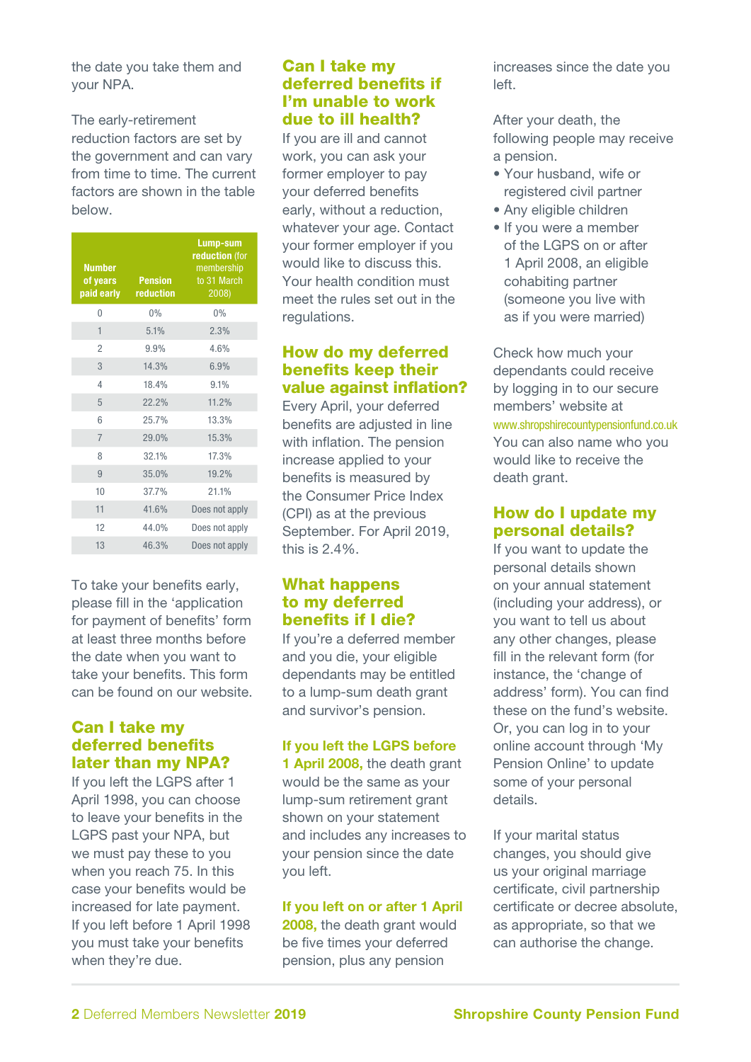the date you take them and your NPA.

The early-retirement reduction factors are set by the government and can vary from time to time. The current factors are shown in the table below.

| Number of years paid early | Pension reduction | Lump-sum reduction (for membership to 31 March 2008) |
|---|---|---|
| 0 | 0% | 0% |
| 1 | 5.1% | 2.3% |
| 2 | 9.9% | 4.6% |
| 3 | 14.3% | 6.9% |
| 4 | 18.4% | 9.1% |
| 5 | 22.2% | 11.2% |
| 6 | 25.7% | 13.3% |
| 7 | 29.0% | 15.3% |
| 8 | 32.1% | 17.3% |
| 9 | 35.0% | 19.2% |
| 10 | 37.7% | 21.1% |
| 11 | 41.6% | Does not apply |
| 12 | 44.0% | Does not apply |
| 13 | 46.3% | Does not apply |

To take your benefits early, please fill in the 'application for payment of benefits' form at least three months before the date when you want to take your benefits. This form can be found on our website.

## Can I take my deferred benefits later than my NPA?

If you left the LGPS after 1 April 1998, you can choose to leave your benefits in the LGPS past your NPA, but we must pay these to you when you reach 75. In this case your benefits would be increased for late payment. If you left before 1 April 1998 you must take your benefits when they're due.

## Can I take my deferred benefits if I'm unable to work due to ill health?

If you are ill and cannot work, you can ask your former employer to pay your deferred benefits early, without a reduction, whatever your age. Contact your former employer if you would like to discuss this. Your health condition must meet the rules set out in the regulations.

## How do my deferred benefits keep their value against inflation?

Every April, your deferred benefits are adjusted in line with inflation. The pension increase applied to your benefits is measured by the Consumer Price Index (CPI) as at the previous September. For April 2019, this is 2.4%.

## What happens to my deferred benefits if I die?

If you're a deferred member and you die, your eligible dependants may be entitled to a lump-sum death grant and survivor's pension.

**If you left the LGPS before 1 April 2008,** the death grant would be the same as your lump-sum retirement grant shown on your statement and includes any increases to your pension since the date you left.

**If you left on or after 1 April 2008,** the death grant would be five times your deferred pension, plus any pension increases since the date you left.

After your death, the following people may receive a pension.

- Your husband, wife or registered civil partner
- Any eligible children
- If you were a member of the LGPS on or after 1 April 2008, an eligible cohabiting partner (someone you live with as if you were married)

Check how much your dependants could receive by logging in to our secure members' website at www.shropshirecountypensionfund.co.uk You can also name who you would like to receive the death grant.

## How do I update my personal details?

If you want to update the personal details shown on your annual statement (including your address), or you want to tell us about any other changes, please fill in the relevant form (for instance, the 'change of address' form). You can find these on the fund's website. Or, you can log in to your online account through 'My Pension Online' to update some of your personal details.

If your marital status changes, you should give us your original marriage certificate, civil partnership certificate or decree absolute, as appropriate, so that we can authorise the change.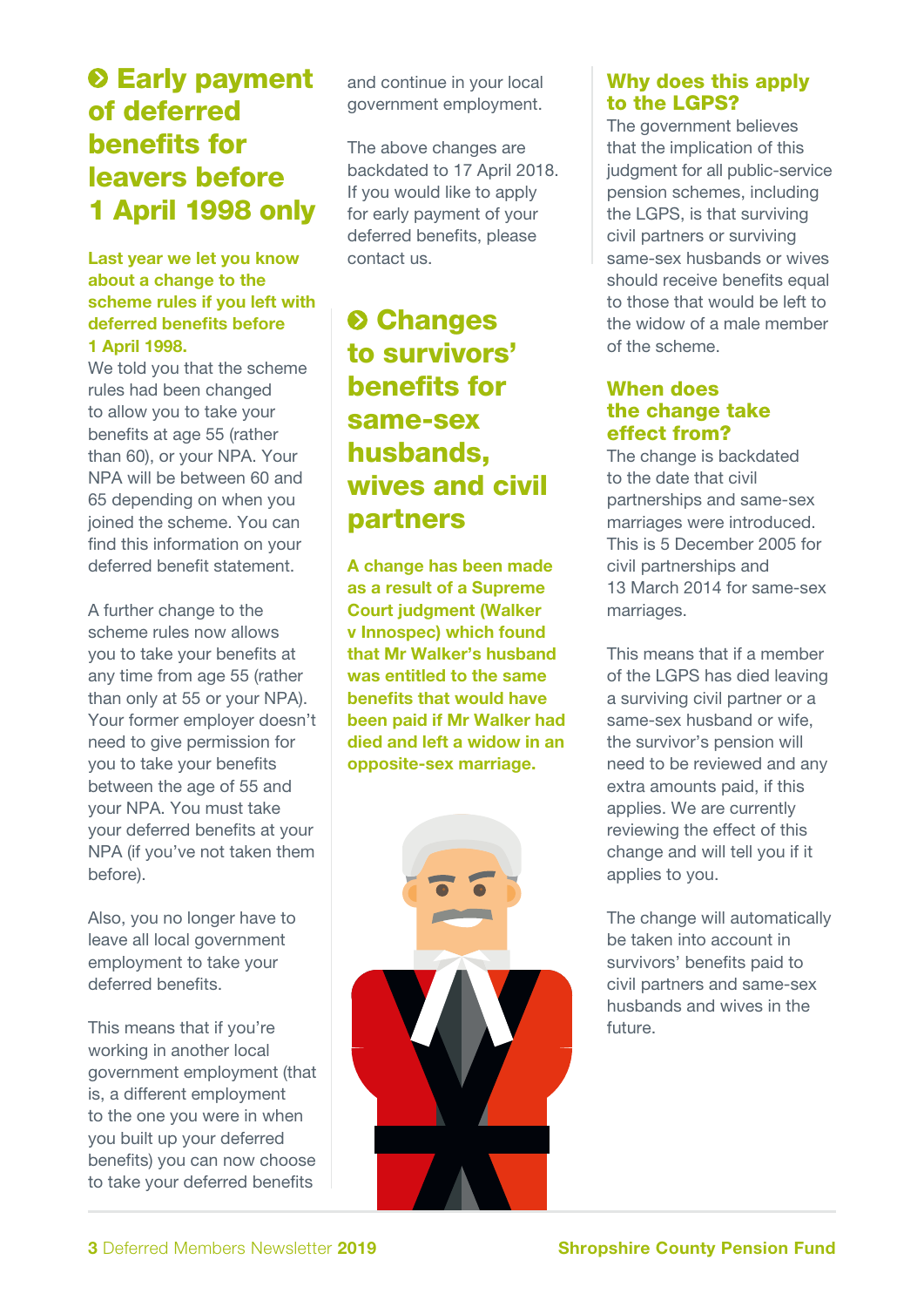## Early payment of deferred benefits for leavers before 1 April 1998 only

**Last year we let you know about a change to the scheme rules if you left with deferred benefits before 1 April 1998.**

We told you that the scheme rules had been changed to allow you to take your benefits at age 55 (rather than 60), or your NPA. Your NPA will be between 60 and 65 depending on when you joined the scheme. You can find this information on your deferred benefit statement.

A further change to the scheme rules now allows you to take your benefits at any time from age 55 (rather than only at 55 or your NPA). Your former employer doesn't need to give permission for you to take your benefits between the age of 55 and your NPA. You must take your deferred benefits at your NPA (if you've not taken them before).

Also, you no longer have to leave all local government employment to take your deferred benefits.

This means that if you're working in another local government employment (that is, a different employment to the one you were in when you built up your deferred benefits) you can now choose to take your deferred benefits and continue in your local government employment.

The above changes are backdated to 17 April 2018. If you would like to apply for early payment of your deferred benefits, please contact us.

## Changes to survivors' benefits for same-sex husbands, wives and civil partners

**A change has been made as a result of a Supreme Court judgment (Walker v Innospec) which found that Mr Walker's husband was entitled to the same benefits that would have been paid if Mr Walker had died and left a widow in an opposite-sex marriage.**

### Why does this apply to the LGPS?

The government believes that the implication of this judgment for all public-service pension schemes, including the LGPS, is that surviving civil partners or surviving same-sex husbands or wives should receive benefits equal to those that would be left to the widow of a male member of the scheme.

### When does the change take effect from?

The change is backdated to the date that civil partnerships and same-sex marriages were introduced. This is 5 December 2005 for civil partnerships and 13 March 2014 for same-sex marriages.

This means that if a member of the LGPS has died leaving a surviving civil partner or a same-sex husband or wife, the survivor's pension will need to be reviewed and any extra amounts paid, if this applies. We are currently reviewing the effect of this change and will tell you if it applies to you.

The change will automatically be taken into account in survivors' benefits paid to civil partners and same-sex husbands and wives in the future.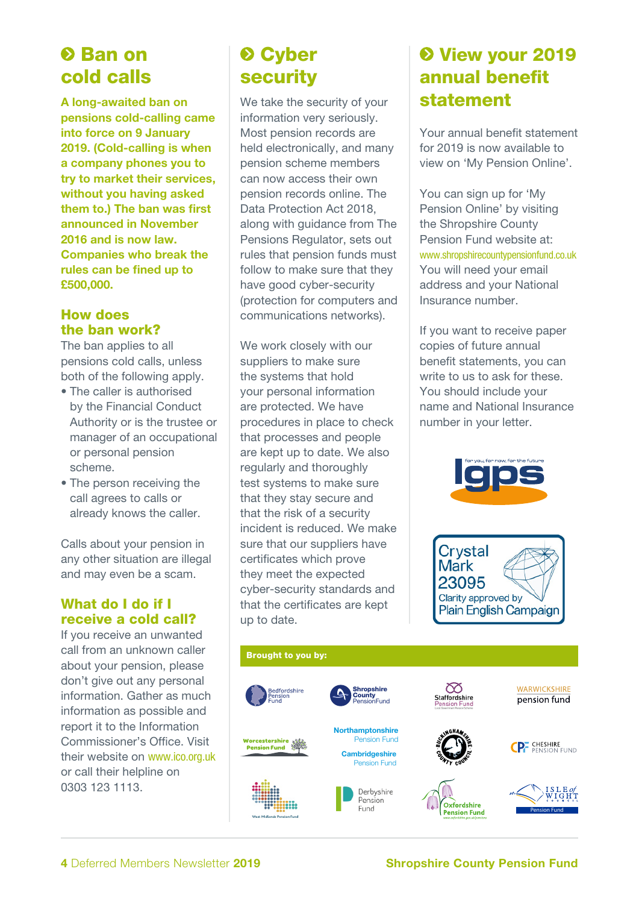## Ban on cold calls

**A long-awaited ban on pensions cold-calling came into force on 9 January 2019. (Cold-calling is when a company phones you to try to market their services, without you having asked them to.) The ban was first announced in November 2016 and is now law. Companies who break the rules can be fined up to £500,000.**

### How does the ban work?

The ban applies to all pensions cold calls, unless both of the following apply.

- The caller is authorised by the Financial Conduct Authority or is the trustee or manager of an occupational or personal pension scheme.
- The person receiving the call agrees to calls or already knows the caller.

Calls about your pension in any other situation are illegal and may even be a scam.

### What do I do if I receive a cold call?

If you receive an unwanted call from an unknown caller about your pension, please don't give out any personal information. Gather as much information as possible and report it to the Information Commissioner's Office. Visit their website on www.ico.org.uk or call their helpline on 0303 123 1113.

## Cyber security

We take the security of your information very seriously. Most pension records are held electronically, and many pension scheme members can now access their own pension records online. The Data Protection Act 2018, along with guidance from The Pensions Regulator, sets out rules that pension funds must follow to make sure that they have good cyber-security (protection for computers and communications networks).

We work closely with our suppliers to make sure the systems that hold your personal information are protected. We have procedures in place to check that processes and people are kept up to date. We also regularly and thoroughly test systems to make sure that they stay secure and that the risk of a security incident is reduced. We make sure that our suppliers have certificates which prove they meet the expected cyber-security standards and that the certificates are kept up to date.

## View your 2019 annual benefit statement

Your annual benefit statement for 2019 is now available to view on 'My Pension Online'.

You can sign up for 'My Pension Online' by visiting the Shropshire County Pension Fund website at: www.shropshirecountypensionfund.co.uk You will need your email address and your National Insurance number.

If you want to receive paper copies of future annual benefit statements, you can write to us to ask for these. You should include your name and National Insurance number in your letter.

lgps
for you, for now, for the future

Crystal Mark 23095
Clarity approved by Plain English Campaign

**Brought to you by:**

Bedfordshire Pension Fund
Shropshire County Pension Fund
Staffordshire Pension Fund
Warwickshire pension fund
Worcestershire Pension Fund
Northamptonshire Pension Fund
Cambridgeshire Pension Fund
Buckinghamshire County Council
Cheshire Pension Fund
West Midlands Pension Fund
Derbyshire Pension Fund
Oxfordshire Pension Fund
Isle of Wight Council Pension Fund